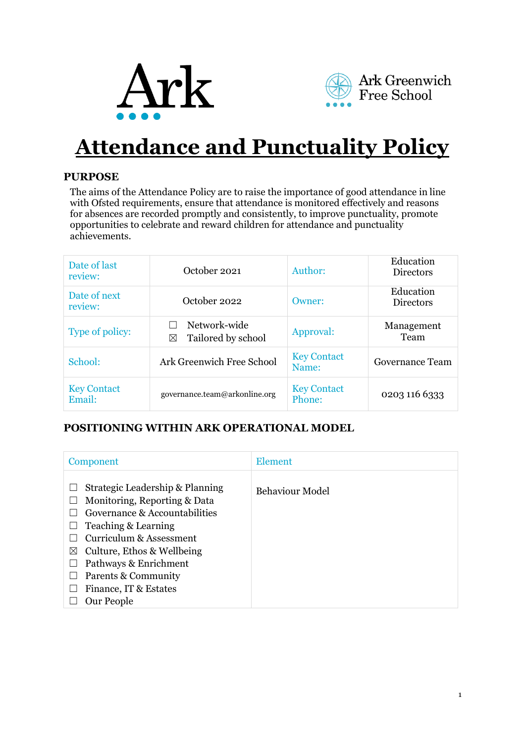Ark

Ark Greenwich Free School

# Attendance and Punctuality Policy

## PURPOSE

The aims of the Attendance Policy are to raise the importance of good attendance in line with Ofsted requirements, ensure that attendance is monitored effectively and reasons for absences are recorded promptly and consistently, to improve punctuality, promote opportunities to celebrate and reward children for attendance and punctuality achievements.

| Date of last review: | October 2021 | Author: | Education Directors |
|---|---|---|---|
| Date of next review: | October 2022 | Owner: | Education Directors |
| Type of policy: | ☐ Network-wide<br>☒ Tailored by school | Approval: | Management Team |
| School: | Ark Greenwich Free School | Key Contact Name: | Governance Team |
| Key Contact Email: | governance.team@arkonline.org | Key Contact Phone: | 0203 116 6333 |

## POSITIONING WITHIN ARK OPERATIONAL MODEL

| Component | Element |
|---|---|
| ☐ Strategic Leadership & Planning<br>☐ Monitoring, Reporting & Data<br>☐ Governance & Accountabilities<br>☐ Teaching & Learning<br>☐ Curriculum & Assessment<br>☒ Culture, Ethos & Wellbeing<br>☐ Pathways & Enrichment<br>☐ Parents & Community<br>☐ Finance, IT & Estates<br>☐ Our People | Behaviour Model |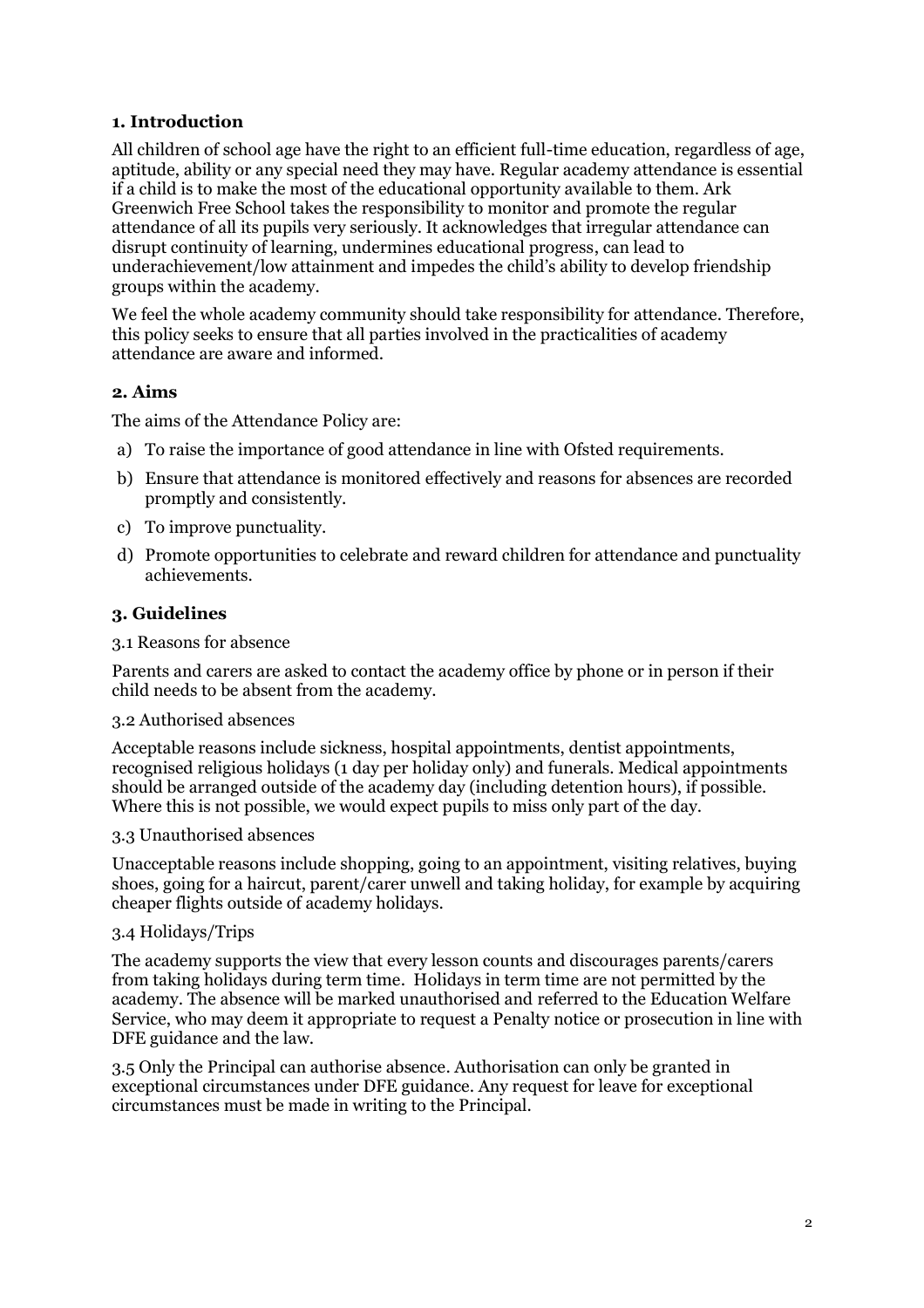### 1. Introduction

All children of school age have the right to an efficient full-time education, regardless of age, aptitude, ability or any special need they may have. Regular academy attendance is essential if a child is to make the most of the educational opportunity available to them. Ark Greenwich Free School takes the responsibility to monitor and promote the regular attendance of all its pupils very seriously. It acknowledges that irregular attendance can disrupt continuity of learning, undermines educational progress, can lead to underachievement/low attainment and impedes the child's ability to develop friendship groups within the academy.

We feel the whole academy community should take responsibility for attendance. Therefore, this policy seeks to ensure that all parties involved in the practicalities of academy attendance are aware and informed.

### 2. Aims

The aims of the Attendance Policy are:

a) To raise the importance of good attendance in line with Ofsted requirements.

b) Ensure that attendance is monitored effectively and reasons for absences are recorded promptly and consistently.

c) To improve punctuality.

d) Promote opportunities to celebrate and reward children for attendance and punctuality achievements.

### 3. Guidelines

3.1 Reasons for absence

Parents and carers are asked to contact the academy office by phone or in person if their child needs to be absent from the academy.

3.2 Authorised absences

Acceptable reasons include sickness, hospital appointments, dentist appointments, recognised religious holidays (1 day per holiday only) and funerals. Medical appointments should be arranged outside of the academy day (including detention hours), if possible. Where this is not possible, we would expect pupils to miss only part of the day.

3.3 Unauthorised absences

Unacceptable reasons include shopping, going to an appointment, visiting relatives, buying shoes, going for a haircut, parent/carer unwell and taking holiday, for example by acquiring cheaper flights outside of academy holidays.

3.4 Holidays/Trips

The academy supports the view that every lesson counts and discourages parents/carers from taking holidays during term time. Holidays in term time are not permitted by the academy. The absence will be marked unauthorised and referred to the Education Welfare Service, who may deem it appropriate to request a Penalty notice or prosecution in line with DFE guidance and the law.

3.5 Only the Principal can authorise absence. Authorisation can only be granted in exceptional circumstances under DFE guidance. Any request for leave for exceptional circumstances must be made in writing to the Principal.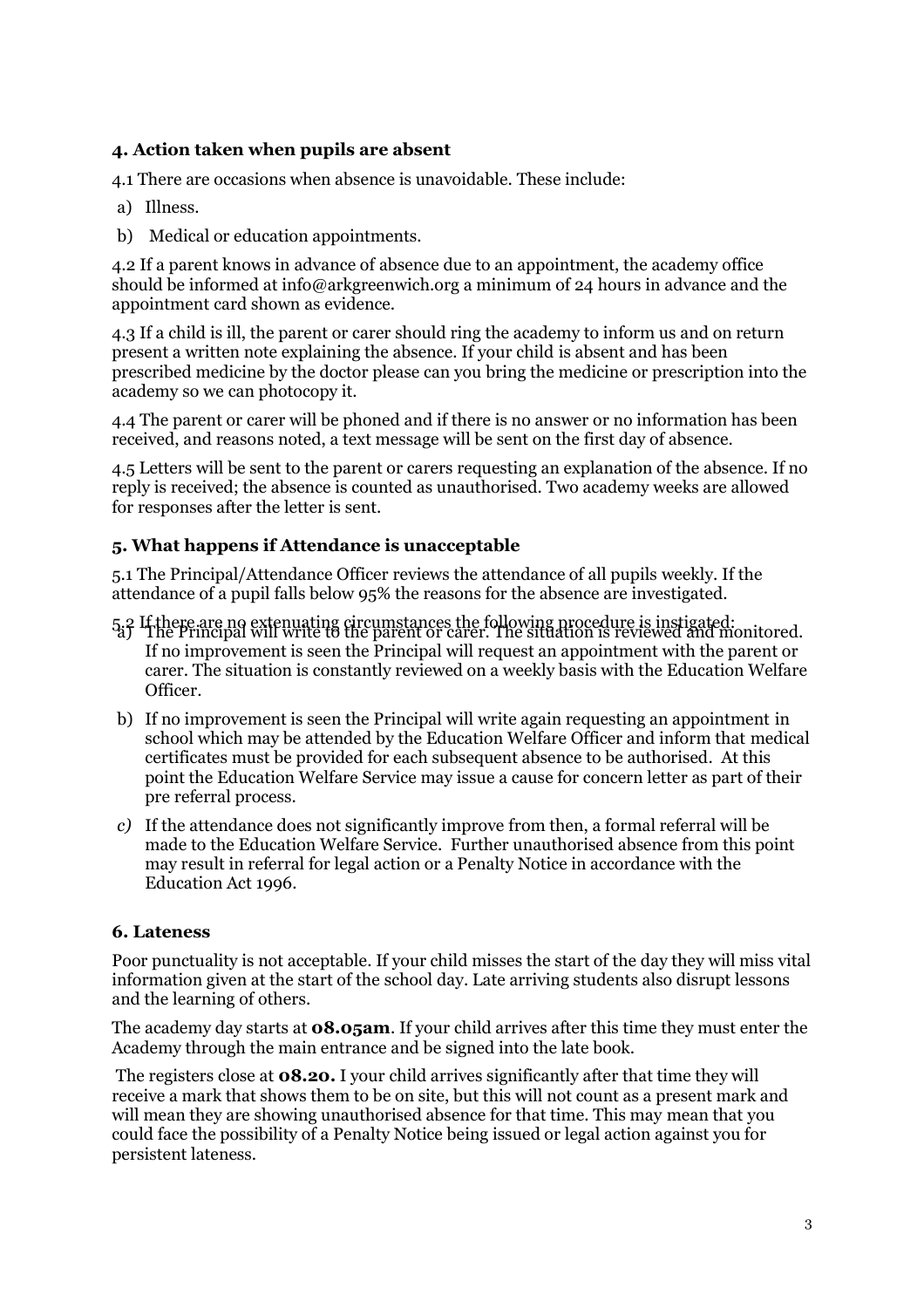### 4. Action taken when pupils are absent

4.1 There are occasions when absence is unavoidable. These include:

a) Illness.

b) Medical or education appointments.

4.2 If a parent knows in advance of absence due to an appointment, the academy office should be informed at info@arkgreenwich.org a minimum of 24 hours in advance and the appointment card shown as evidence.

4.3 If a child is ill, the parent or carer should ring the academy to inform us and on return present a written note explaining the absence. If your child is absent and has been prescribed medicine by the doctor please can you bring the medicine or prescription into the academy so we can photocopy it.

4.4 The parent or carer will be phoned and if there is no answer or no information has been received, and reasons noted, a text message will be sent on the first day of absence.

4.5 Letters will be sent to the parent or carers requesting an explanation of the absence. If no reply is received; the absence is counted as unauthorised. Two academy weeks are allowed for responses after the letter is sent.

### 5. What happens if Attendance is unacceptable

5.1 The Principal/Attendance Officer reviews the attendance of all pupils weekly. If the attendance of a pupil falls below 95% the reasons for the absence are investigated.

5.2 If there are no extenuating circumstances the following procedure is instigated:

a) The Principal will write to the parent or carer. The situation is reviewed and monitored. If no improvement is seen the Principal will request an appointment with the parent or carer. The situation is constantly reviewed on a weekly basis with the Education Welfare Officer.

b) If no improvement is seen the Principal will write again requesting an appointment in school which may be attended by the Education Welfare Officer and inform that medical certificates must be provided for each subsequent absence to be authorised. At this point the Education Welfare Service may issue a cause for concern letter as part of their pre referral process.

c) If the attendance does not significantly improve from then, a formal referral will be made to the Education Welfare Service. Further unauthorised absence from this point may result in referral for legal action or a Penalty Notice in accordance with the Education Act 1996.

### 6. Lateness

Poor punctuality is not acceptable. If your child misses the start of the day they will miss vital information given at the start of the school day. Late arriving students also disrupt lessons and the learning of others.

The academy day starts at **08.05am**. If your child arrives after this time they must enter the Academy through the main entrance and be signed into the late book.

The registers close at **08.20.** I your child arrives significantly after that time they will receive a mark that shows them to be on site, but this will not count as a present mark and will mean they are showing unauthorised absence for that time. This may mean that you could face the possibility of a Penalty Notice being issued or legal action against you for persistent lateness.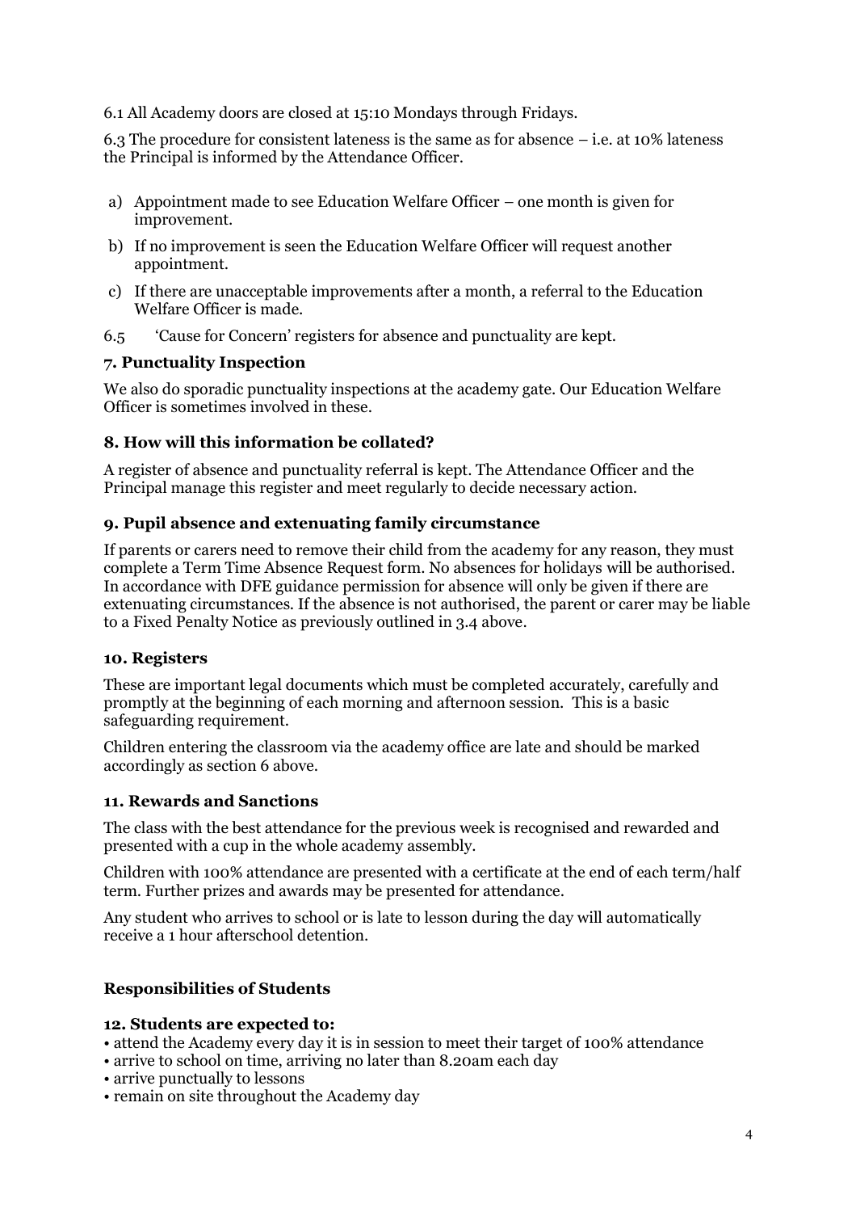6.1 All Academy doors are closed at 15:10 Mondays through Fridays.

6.3 The procedure for consistent lateness is the same as for absence – i.e. at 10% lateness the Principal is informed by the Attendance Officer.

a) Appointment made to see Education Welfare Officer – one month is given for improvement.
b) If no improvement is seen the Education Welfare Officer will request another appointment.
c) If there are unacceptable improvements after a month, a referral to the Education Welfare Officer is made.

6.5 'Cause for Concern' registers for absence and punctuality are kept.

### 7. Punctuality Inspection

We also do sporadic punctuality inspections at the academy gate. Our Education Welfare Officer is sometimes involved in these.

### 8. How will this information be collated?

A register of absence and punctuality referral is kept. The Attendance Officer and the Principal manage this register and meet regularly to decide necessary action.

### 9. Pupil absence and extenuating family circumstance

If parents or carers need to remove their child from the academy for any reason, they must complete a Term Time Absence Request form. No absences for holidays will be authorised. In accordance with DFE guidance permission for absence will only be given if there are extenuating circumstances. If the absence is not authorised, the parent or carer may be liable to a Fixed Penalty Notice as previously outlined in 3.4 above.

### 10. Registers

These are important legal documents which must be completed accurately, carefully and promptly at the beginning of each morning and afternoon session. This is a basic safeguarding requirement.

Children entering the classroom via the academy office are late and should be marked accordingly as section 6 above.

### 11. Rewards and Sanctions

The class with the best attendance for the previous week is recognised and rewarded and presented with a cup in the whole academy assembly.

Children with 100% attendance are presented with a certificate at the end of each term/half term. Further prizes and awards may be presented for attendance.

Any student who arrives to school or is late to lesson during the day will automatically receive a 1 hour afterschool detention.

## Responsibilities of Students

### 12. Students are expected to:

- attend the Academy every day it is in session to meet their target of 100% attendance
- arrive to school on time, arriving no later than 8.20am each day
- arrive punctually to lessons
- remain on site throughout the Academy day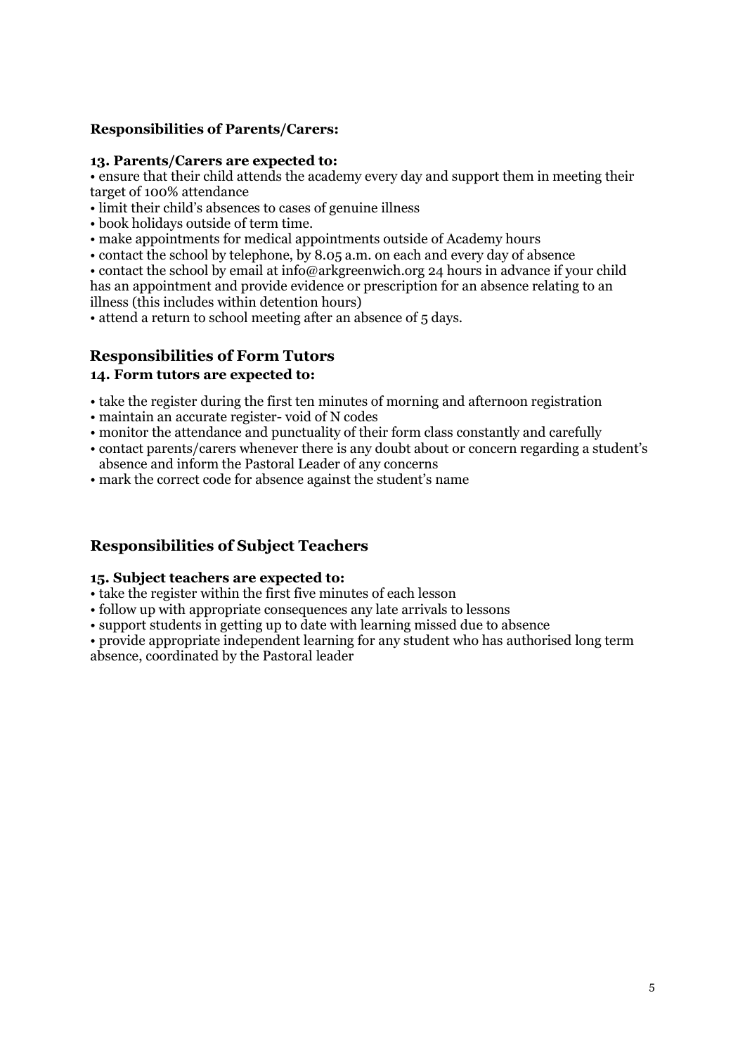**Responsibilities of Parents/Carers:**

**13. Parents/Carers are expected to:**

- ensure that their child attends the academy every day and support them in meeting their target of 100% attendance
- limit their child's absences to cases of genuine illness
- book holidays outside of term time.
- make appointments for medical appointments outside of Academy hours
- contact the school by telephone, by 8.05 a.m. on each and every day of absence
- contact the school by email at info@arkgreenwich.org 24 hours in advance if your child has an appointment and provide evidence or prescription for an absence relating to an illness (this includes within detention hours)
- attend a return to school meeting after an absence of 5 days.

## Responsibilities of Form Tutors

**14. Form tutors are expected to:**

- take the register during the first ten minutes of morning and afternoon registration
- maintain an accurate register- void of N codes
- monitor the attendance and punctuality of their form class constantly and carefully
- contact parents/carers whenever there is any doubt about or concern regarding a student's absence and inform the Pastoral Leader of any concerns
- mark the correct code for absence against the student's name

## Responsibilities of Subject Teachers

**15. Subject teachers are expected to:**

- take the register within the first five minutes of each lesson
- follow up with appropriate consequences any late arrivals to lessons
- support students in getting up to date with learning missed due to absence
- provide appropriate independent learning for any student who has authorised long term absence, coordinated by the Pastoral leader